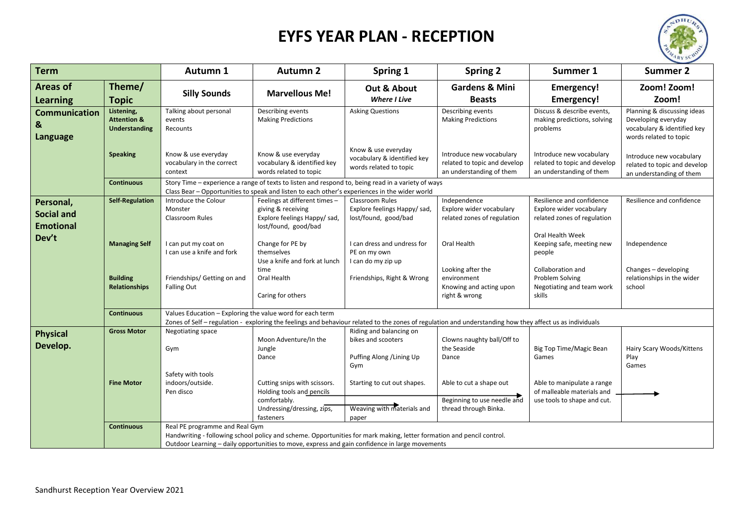# EYFS YEAR PLAN - RECEPTION

| Term | | Autumn 1 | Autumn 2 | Spring 1 | Spring 2 | Summer 1 | Summer 2 |
|---|---|---|---|---|---|---|---|
| **Areas of Learning** | **Theme/ Topic** | **Silly Sounds** | **Marvellous Me!** | **Out & About** *Where I Live* | **Gardens & Mini Beasts** | **Emergency! Emergency!** | **Zoom! Zoom! Zoom!** |
| **Communication & Language** | **Listening, Attention & Understanding** | Talking about personal events Recounts | Describing events Making Predictions | Asking Questions | Describing events Making Predictions | Discuss & describe events, making predictions, solving problems | Planning & discussing ideas Developing everyday vocabulary & identified key words related to topic |
| | **Speaking** | Know & use everyday vocabulary in the correct context | Know & use everyday vocabulary & identified key words related to topic | Know & use everyday vocabulary & identified key words related to topic | Introduce new vocabulary related to topic and develop an understanding of them | Introduce new vocabulary related to topic and develop an understanding of them | Introduce new vocabulary related to topic and develop an understanding of them |
| | **Continuous** | Story Time – experience a range of texts to listen and respond to, being read in a variety of ways<br>Class Bear – Opportunities to speak and listen to each other's experiences in the wider world | | | | | |
| **Personal, Social and Emotional Dev't** | **Self-Regulation** | Introduce the Colour Monster<br>Classroom Rules | Feelings at different times – giving & receiving<br>Explore feelings Happy/ sad, lost/found, good/bad | Classroom Rules<br>Explore feelings Happy/ sad, lost/found, good/bad | Independence<br>Explore wider vocabulary related zones of regulation | Resilience and confidence<br>Explore wider vocabulary related zones of regulation | Resilience and confidence |
| | **Managing Self** | I can put my coat on<br>I can use a knife and fork | Change for PE by themselves<br>Use a knife and fork at lunch time | I can dress and undress for PE on my own<br>I can do my zip up | Oral Health | Oral Health Week<br>Keeping safe, meeting new people | Independence |
| | **Building Relationships** | Friendships/ Getting on and Falling Out | Oral Health<br>Caring for others | Friendships, Right & Wrong | Looking after the environment<br>Knowing and acting upon right & wrong | Collaboration and Problem Solving<br>Negotiating and team work skills | Changes – developing relationships in the wider school |
| | **Continuous** | Values Education – Exploring the value word for each term<br>Zones of Self – regulation - exploring the feelings and behaviour related to the zones of regulation and understanding how they affect us as individuals | | | | | |
| **Physical Develop.** | **Gross Motor** | Negotiating space<br>Gym<br>Safety with tools indoors/outside. | Moon Adventure/In the Jungle<br>Dance | Riding and balancing on bikes and scooters<br>Puffing Along /Lining Up<br>Gym | Clowns naughty ball/Off to the Seaside<br>Dance | Big Top Time/Magic Bean Games | Hairy Scary Woods/Kittens Play<br>Games |
| | **Fine Motor** | Pen disco | Cutting snips with scissors.<br>Holding tools and pencils comfortably. →<br>Undressing/dressing, zips, fasteners | Starting to cut out shapes.<br>Weaving with materials and paper | Able to cut a shape out<br>Beginning to use needle and thread through Binka. → | Able to manipulate a range of malleable materials and use tools to shape and cut. | → |
| | **Continuous** | Real PE programme and Real Gym<br>Handwriting - following school policy and scheme. Opportunities for mark making, letter formation and pencil control.<br>Outdoor Learning – daily opportunities to move, express and gain confidence in large movements | | | | | |

Sandhurst Reception Year Overview 2021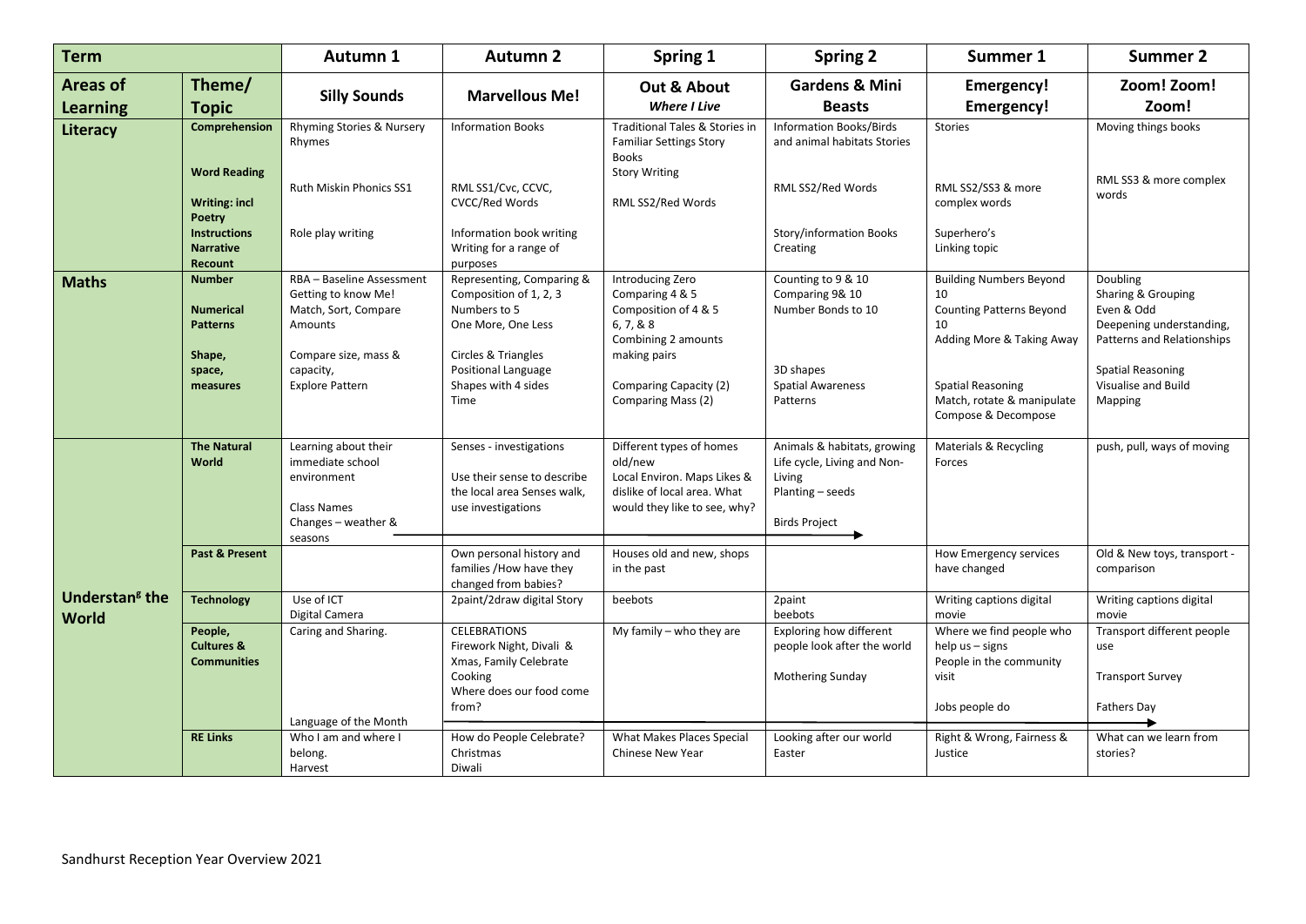| Term | | Autumn 1 | Autumn 2 | Spring 1 | Spring 2 | Summer 1 | Summer 2 |
|---|---|---|---|---|---|---|---|
| **Areas of Learning** | **Theme/ Topic** | **Silly Sounds** | **Marvellous Me!** | **Out & About** ***Where I Live*** | **Gardens & Mini Beasts** | **Emergency! Emergency!** | **Zoom! Zoom! Zoom!** |
| **Literacy** | **Comprehension** | Rhyming Stories & Nursery Rhymes | Information Books | Traditional Tales & Stories in Familiar Settings Story Books | Information Books/Birds and animal habitats Stories | Stories | Moving things books |
| | **Word Reading** | Ruth Miskin Phonics SS1 | RML SS1/Cvc, CCVC, CVCC/Red Words | Story Writing<br>RML SS2/Red Words | RML SS2/Red Words | RML SS2/SS3 & more complex words | RML SS3 & more complex words |
| | **Writing: incl Poetry Instructions Narrative Recount** | Role play writing | Information book writing<br>Writing for a range of purposes | | Story/information Books Creating | Superhero's<br>Linking topic | |
| **Maths** | **Number**<br>**Numerical Patterns**<br>**Shape, space, measures** | RBA – Baseline Assessment<br>Getting to know Me!<br>Match, Sort, Compare Amounts<br>Compare size, mass & capacity,<br>Explore Pattern | Representing, Comparing & Composition of 1, 2, 3<br>Numbers to 5<br>One More, One Less<br>Circles & Triangles<br>Positional Language<br>Shapes with 4 sides<br>Time | Introducing Zero<br>Comparing 4 & 5<br>Composition of 4 & 5<br>6, 7, & 8<br>Combining 2 amounts making pairs<br>Comparing Capacity (2)<br>Comparing Mass (2) | Counting to 9 & 10<br>Comparing 9& 10<br>Number Bonds to 10<br>3D shapes<br>Spatial Awareness<br>Patterns | Building Numbers Beyond 10<br>Counting Patterns Beyond 10<br>Adding More & Taking Away<br>Spatial Reasoning<br>Match, rotate & manipulate<br>Compose & Decompose | Doubling<br>Sharing & Grouping<br>Even & Odd<br>Deepening understanding, Patterns and Relationships<br>Spatial Reasoning<br>Visualise and Build<br>Mapping |
| **Understang the World** | **The Natural World** | Learning about their immediate school environment<br>Class Names<br>Changes – weather & seasons → | Senses - investigations<br>Use their sense to describe the local area Senses walk, use investigations | Different types of homes old/new<br>Local Environ. Maps Likes & dislike of local area. What would they like to see, why? | Animals & habitats, growing Life cycle, Living and Non-Living<br>Planting – seeds<br>Birds Project | Materials & Recycling<br>Forces | push, pull, ways of moving |
| | **Past & Present** | | Own personal history and families /How have they changed from babies? | Houses old and new, shops in the past | | How Emergency services have changed | Old & New toys, transport - comparison |
| | **Technology** | Use of ICT<br>Digital Camera | 2paint/2draw digital Story | beebots | 2paint<br>beebots | Writing captions digital movie | Writing captions digital movie |
| | **People, Cultures & Communities** | Caring and Sharing.<br>Language of the Month → | CELEBRATIONS<br>Firework Night, Divali & Xmas, Family Celebrate<br>Cooking<br>Where does our food come from? | My family – who they are | Exploring how different people look after the world<br>Mothering Sunday | Where we find people who help us – signs<br>People in the community visit<br>Jobs people do | Transport different people use<br>Transport Survey<br>Fathers Day |
| | **RE Links** | Who I am and where I belong.<br>Harvest | How do People Celebrate?<br>Christmas<br>Diwali | What Makes Places Special<br>Chinese New Year | Looking after our world<br>Easter | Right & Wrong, Fairness & Justice | What can we learn from stories? |

Sandhurst Reception Year Overview 2021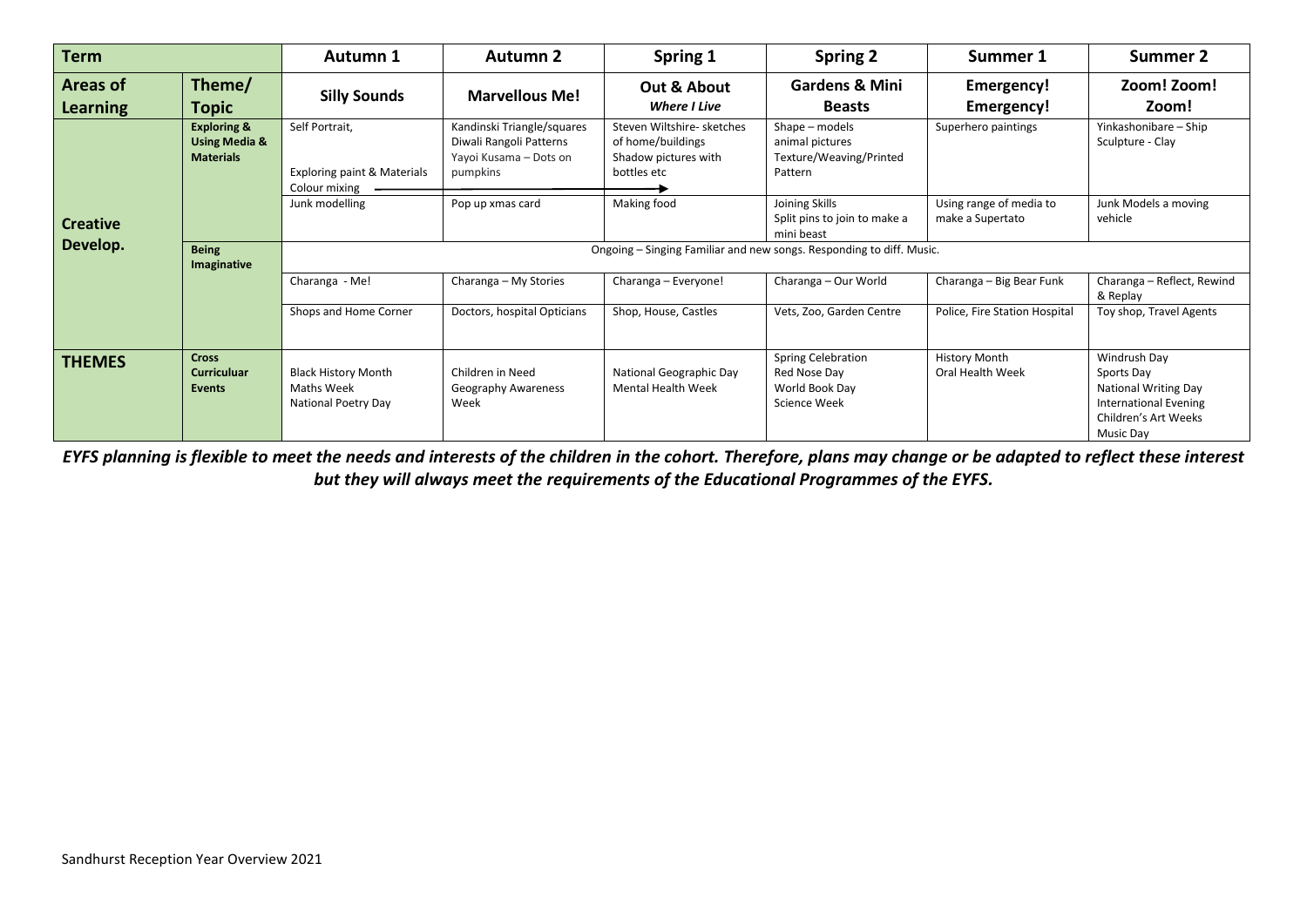| Term | | Autumn 1 | Autumn 2 | Spring 1 | Spring 2 | Summer 1 | Summer 2 |
|---|---|---|---|---|---|---|---|
| **Areas of Learning** | **Theme/ Topic** | **Silly Sounds** | **Marvellous Me!** | **Out & About** ***Where I Live*** | **Gardens & Mini Beasts** | **Emergency! Emergency!** | **Zoom! Zoom! Zoom!** |
| **Creative Develop.** | **Exploring & Using Media & Materials** | Self Portrait, Exploring paint & Materials Colour mixing → | Kandinski Triangle/squares Diwali Rangoli Patterns Yayoi Kusama – Dots on pumpkins | Steven Wiltshire- sketches of home/buildings Shadow pictures with bottles etc | Shape – models animal pictures Texture/Weaving/Printed Pattern | Superhero paintings | Yinkashonibare – Ship Sculpture - Clay |
| | | Junk modelling | Pop up xmas card | Making food | Joining Skills Split pins to join to make a mini beast | Using range of media to make a Supertato | Junk Models a moving vehicle |
| | **Being Imaginative** | Ongoing – Singing Familiar and new songs. Responding to diff. Music. | | | | | |
| | | Charanga - Me! | Charanga – My Stories | Charanga – Everyone! | Charanga – Our World | Charanga – Big Bear Funk | Charanga – Reflect, Rewind & Replay |
| | | Shops and Home Corner | Doctors, hospital Opticians | Shop, House, Castles | Vets, Zoo, Garden Centre | Police, Fire Station Hospital | Toy shop, Travel Agents |
| **THEMES** | **Cross CurricuIuar Events** | Black History Month Maths Week National Poetry Day | Children in Need Geography Awareness Week | National Geographic Day Mental Health Week | Spring Celebration Red Nose Day World Book Day Science Week | History Month Oral Health Week | Windrush Day Sports Day National Writing Day International Evening Children's Art Weeks Music Day |

***EYFS planning is flexible to meet the needs and interests of the children in the cohort. Therefore, plans may change or be adapted to reflect these interest but they will always meet the requirements of the Educational Programmes of the EYFS.***

Sandhurst Reception Year Overview 2021